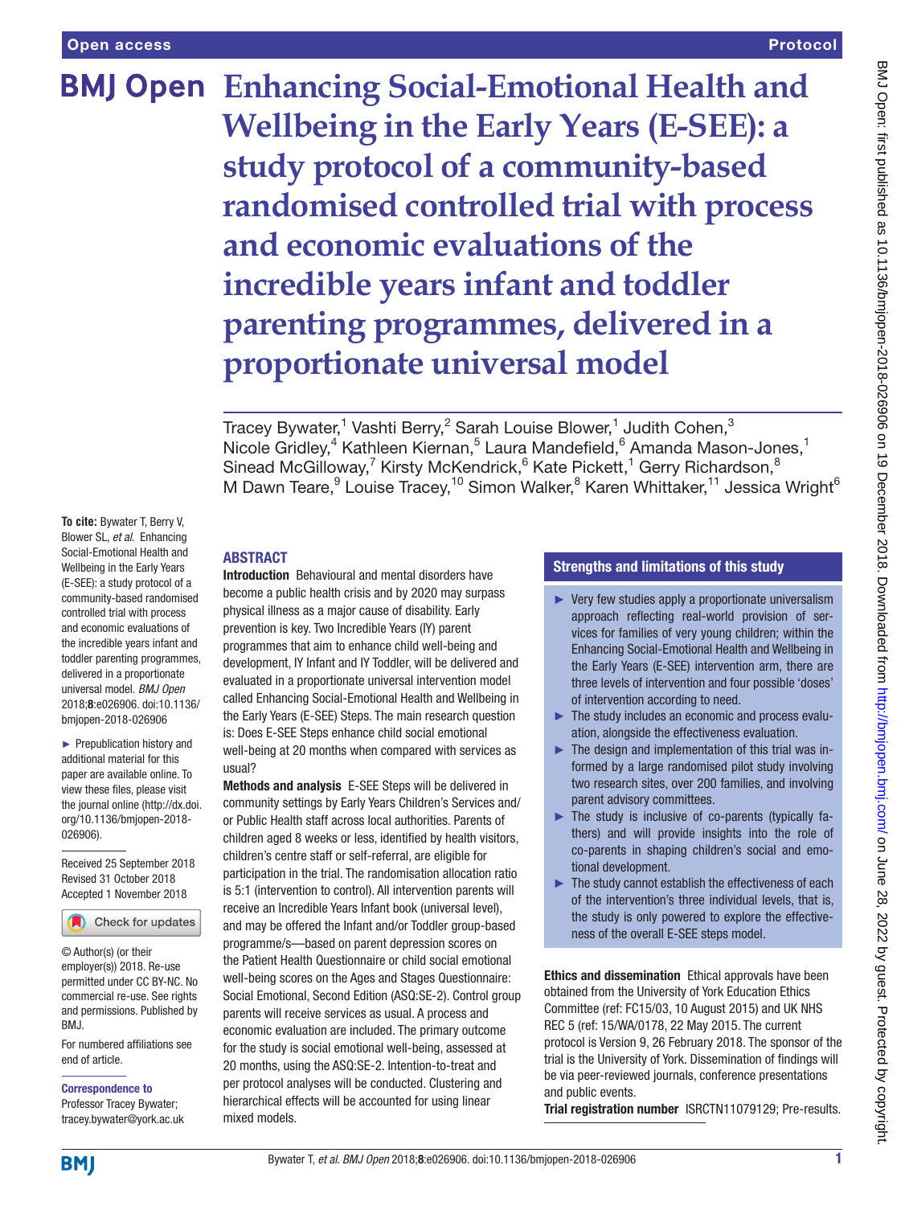# Enhancing Social-Emotional Health and Wellbeing in the Early Years (E-SEE): a study protocol of a community-based randomised controlled trial with process and economic evaluations of the incredible years infant and toddler parenting programmes, delivered in a proportionate universal model

Tracey Bywater,[1] Vashti Berry,[2] Sarah Louise Blower,[1] Judith Cohen,[3] Nicole Gridley,[4] Kathleen Kiernan,[5] Laura Mandefield,[6] Amanda Mason-Jones,[1] Sinead McGilloway,[7] Kirsty McKendrick,[6] Kate Pickett,[1] Gerry Richardson,[8] M Dawn Teare,[9] Louise Tracey,[10] Simon Walker,[8] Karen Whittaker,[11] Jessica Wright[6]

**To cite:** Bywater T, Berry V, Blower SL, *et al*. Enhancing Social-Emotional Health and Wellbeing in the Early Years (E-SEE): a study protocol of a community-based randomised controlled trial with process and economic evaluations of the incredible years infant and toddler parenting programmes, delivered in a proportionate universal model. *BMJ Open* 2018;**8**:e026906. doi:10.1136/bmjopen-2018-026906

► Prepublication history and additional material for this paper are available online. To view these files, please visit the journal online (http://dx.doi.org/10.1136/bmjopen-2018-026906).

Received 25 September 2018
Revised 31 October 2018
Accepted 1 November 2018

© Author(s) (or their employer(s)) 2018. Re-use permitted under CC BY-NC. No commercial re-use. See rights and permissions. Published by BMJ.

For numbered affiliations see end of article.

**Correspondence to**
Professor Tracey Bywater;
tracey.bywater@york.ac.uk

## ABSTRACT

**Introduction** Behavioural and mental disorders have become a public health crisis and by 2020 may surpass physical illness as a major cause of disability. Early prevention is key. Two Incredible Years (IY) parent programmes that aim to enhance child well-being and development, IY Infant and IY Toddler, will be delivered and evaluated in a proportionate universal intervention model called Enhancing Social-Emotional Health and Wellbeing in the Early Years (E-SEE) Steps. The main research question is: Does E-SEE Steps enhance child social emotional well-being at 20 months when compared with services as usual?

**Methods and analysis** E-SEE Steps will be delivered in community settings by Early Years Children's Services and/or Public Health staff across local authorities. Parents of children aged 8 weeks or less, identified by health visitors, children's centre staff or self-referral, are eligible for participation in the trial. The randomisation allocation ratio is 5:1 (intervention to control). All intervention parents will receive an Incredible Years Infant book (universal level), and may be offered the Infant and/or Toddler group-based programme/s—based on parent depression scores on the Patient Health Questionnaire or child social emotional well-being scores on the Ages and Stages Questionnaire: Social Emotional, Second Edition (ASQ:SE-2). Control group parents will receive services as usual. A process and economic evaluation are included. The primary outcome for the study is social emotional well-being, assessed at 20 months, using the ASQ:SE-2. Intention-to-treat and per protocol analyses will be conducted. Clustering and hierarchical effects will be accounted for using linear mixed models.

**Ethics and dissemination** Ethical approvals have been obtained from the University of York Education Ethics Committee (ref: FC15/03, 10 August 2015) and UK NHS REC 5 (ref: 15/WA/0178, 22 May 2015. The current protocol is Version 9, 26 February 2018. The sponsor of the trial is the University of York. Dissemination of findings will be via peer-reviewed journals, conference presentations and public events.

**Trial registration number** ISRCTN11079129; Pre-results.

## Strengths and limitations of this study

- ► Very few studies apply a proportionate universalism approach reflecting real-world provision of services for families of very young children; within the Enhancing Social-Emotional Health and Wellbeing in the Early Years (E-SEE) intervention arm, there are three levels of intervention and four possible 'doses' of intervention according to need.
- ► The study includes an economic and process evaluation, alongside the effectiveness evaluation.
- ► The design and implementation of this trial was informed by a large randomised pilot study involving two research sites, over 200 families, and involving parent advisory committees.
- ► The study is inclusive of co-parents (typically fathers) and will provide insights into the role of co-parents in shaping children's social and emotional development.
- ► The study cannot establish the effectiveness of each of the intervention's three individual levels, that is, the study is only powered to explore the effectiveness of the overall E-SEE steps model.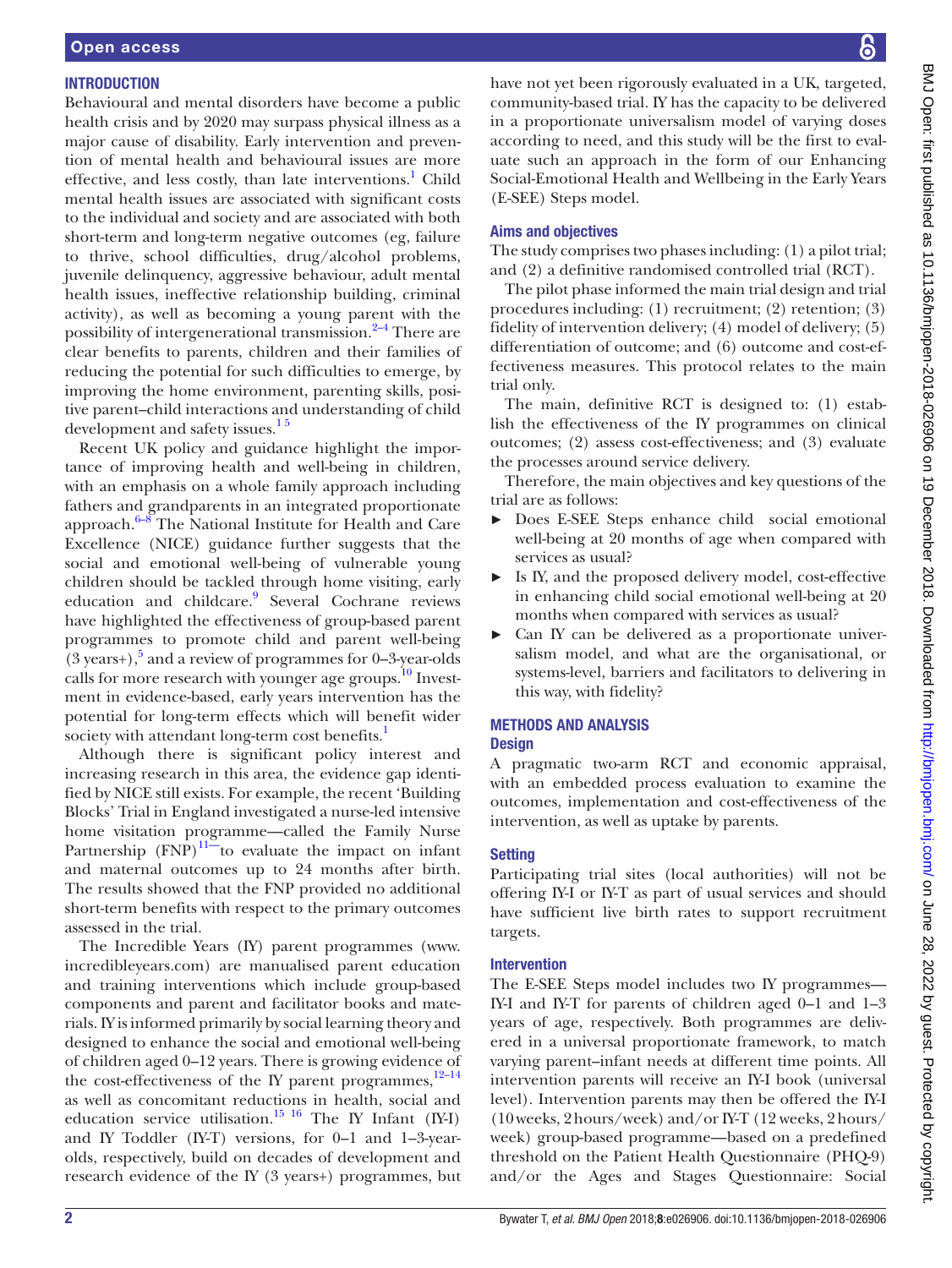## INTRODUCTION

Behavioural and mental disorders have become a public health crisis and by 2020 may surpass physical illness as a major cause of disability. Early intervention and prevention of mental health and behavioural issues are more effective, and less costly, than late interventions.[1] Child mental health issues are associated with significant costs to the individual and society and are associated with both short-term and long-term negative outcomes (eg, failure to thrive, school difficulties, drug/alcohol problems, juvenile delinquency, aggressive behaviour, adult mental health issues, ineffective relationship building, criminal activity), as well as becoming a young parent with the possibility of intergenerational transmission.[2–4] There are clear benefits to parents, children and their families of reducing the potential for such difficulties to emerge, by improving the home environment, parenting skills, positive parent–child interactions and understanding of child development and safety issues.[1 5]

Recent UK policy and guidance highlight the importance of improving health and well-being in children, with an emphasis on a whole family approach including fathers and grandparents in an integrated proportionate approach.[6–8] The National Institute for Health and Care Excellence (NICE) guidance further suggests that the social and emotional well-being of vulnerable young children should be tackled through home visiting, early education and childcare.[9] Several Cochrane reviews have highlighted the effectiveness of group-based parent programmes to promote child and parent well-being (3 years+),[5] and a review of programmes for 0–3-year-olds calls for more research with younger age groups.[10] Investment in evidence-based, early years intervention has the potential for long-term effects which will benefit wider society with attendant long-term cost benefits.[1]

Although there is significant policy interest and increasing research in this area, the evidence gap identified by NICE still exists. For example, the recent 'Building Blocks' Trial in England investigated a nurse-led intensive home visitation programme—called the Family Nurse Partnership (FNP)[11]—to evaluate the impact on infant and maternal outcomes up to 24 months after birth. The results showed that the FNP provided no additional short-term benefits with respect to the primary outcomes assessed in the trial.

The Incredible Years (IY) parent programmes (www.incredibleyears.com) are manualised parent education and training interventions which include group-based components and parent and facilitator books and materials. IY is informed primarily by social learning theory and designed to enhance the social and emotional well-being of children aged 0–12 years. There is growing evidence of the cost-effectiveness of the IY parent programmes,[12–14] as well as concomitant reductions in health, social and education service utilisation.[15 16] The IY Infant (IY-I) and IY Toddler (IY-T) versions, for 0–1 and 1–3-year-olds, respectively, build on decades of development and research evidence of the IY (3 years+) programmes, but have not yet been rigorously evaluated in a UK, targeted, community-based trial. IY has the capacity to be delivered in a proportionate universalism model of varying doses according to need, and this study will be the first to evaluate such an approach in the form of our Enhancing Social-Emotional Health and Wellbeing in the Early Years (E-SEE) Steps model.

### Aims and objectives

The study comprises two phases including: (1) a pilot trial; and (2) a definitive randomised controlled trial (RCT).

The pilot phase informed the main trial design and trial procedures including: (1) recruitment; (2) retention; (3) fidelity of intervention delivery; (4) model of delivery; (5) differentiation of outcome; and (6) outcome and cost-effectiveness measures. This protocol relates to the main trial only.

The main, definitive RCT is designed to: (1) establish the effectiveness of the IY programmes on clinical outcomes; (2) assess cost-effectiveness; and (3) evaluate the processes around service delivery.

Therefore, the main objectives and key questions of the trial are as follows:

- Does E-SEE Steps enhance child social emotional well-being at 20 months of age when compared with services as usual?
- Is IY, and the proposed delivery model, cost-effective in enhancing child social emotional well-being at 20 months when compared with services as usual?
- Can IY can be delivered as a proportionate universalism model, and what are the organisational, or systems-level, barriers and facilitators to delivering in this way, with fidelity?

## METHODS AND ANALYSIS

### Design

A pragmatic two-arm RCT and economic appraisal, with an embedded process evaluation to examine the outcomes, implementation and cost-effectiveness of the intervention, as well as uptake by parents.

### Setting

Participating trial sites (local authorities) will not be offering IY-I or IY-T as part of usual services and should have sufficient live birth rates to support recruitment targets.

### Intervention

The E-SEE Steps model includes two IY programmes—IY-I and IY-T for parents of children aged 0–1 and 1–3 years of age, respectively. Both programmes are delivered in a universal proportionate framework, to match varying parent–infant needs at different time points. All intervention parents will receive an IY-I book (universal level). Intervention parents may then be offered the IY-I (10 weeks, 2 hours/week) and/or IY-T (12 weeks, 2 hours/week) group-based programme—based on a predefined threshold on the Patient Health Questionnaire (PHQ-9) and/or the Ages and Stages Questionnaire: Social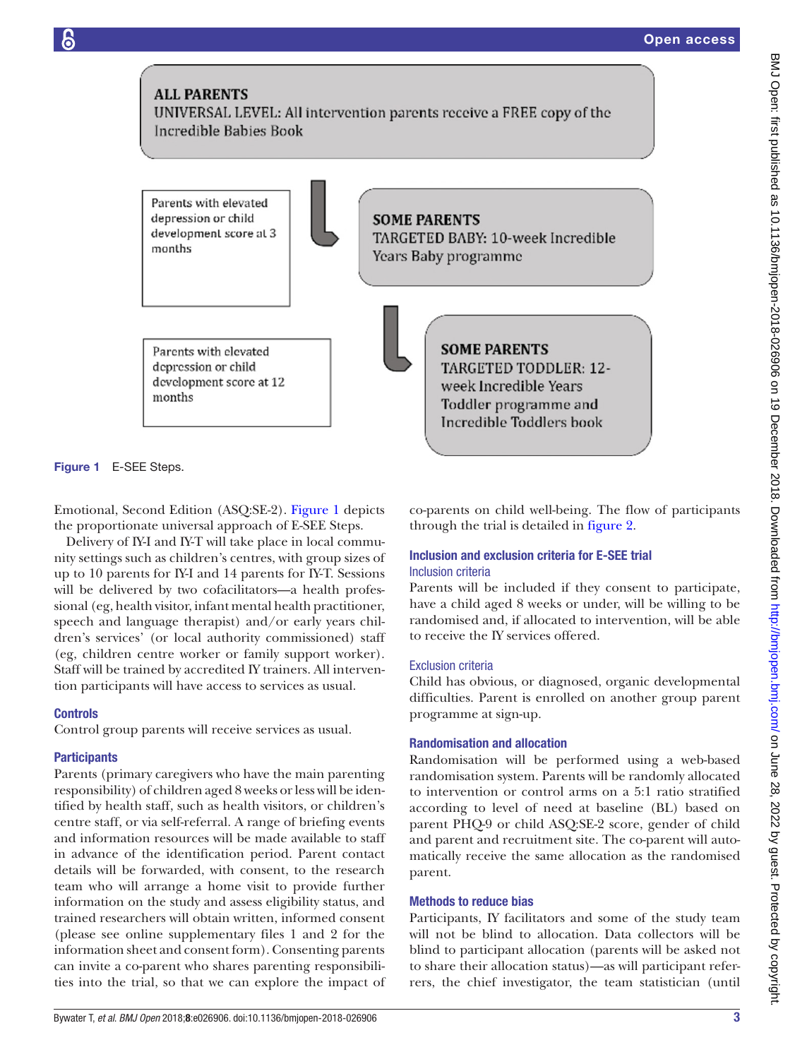ALL PARENTS
UNIVERSAL LEVEL: All intervention parents receive a FREE copy of the Incredible Babies Book

Parents with elevated depression or child development score at 3 months

SOME PARENTS
TARGETED BABY: 10-week Incredible Years Baby programme

Parents with elevated depression or child development score at 12 months

SOME PARENTS
TARGETED TODDLER: 12-week Incredible Years Toddler programme and Incredible Toddlers book

Figure 1 E-SEE Steps.

Emotional, Second Edition (ASQ:SE-2). Figure 1 depicts the proportionate universal approach of E-SEE Steps.

Delivery of IY-I and IY-T will take place in local community settings such as children's centres, with group sizes of up to 10 parents for IY-I and 14 parents for IY-T. Sessions will be delivered by two cofacilitators—a health professional (eg, health visitor, infant mental health practitioner, speech and language therapist) and/or early years children's services' (or local authority commissioned) staff (eg, children centre worker or family support worker). Staff will be trained by accredited IY trainers. All intervention participants will have access to services as usual.

### Controls

Control group parents will receive services as usual.

### Participants

Parents (primary caregivers who have the main parenting responsibility) of children aged 8 weeks or less will be identified by health staff, such as health visitors, or children's centre staff, or via self-referral. A range of briefing events and information resources will be made available to staff in advance of the identification period. Parent contact details will be forwarded, with consent, to the research team who will arrange a home visit to provide further information on the study and assess eligibility status, and trained researchers will obtain written, informed consent (please see online supplementary files 1 and 2 for the information sheet and consent form). Consenting parents can invite a co-parent who shares parenting responsibilities into the trial, so that we can explore the impact of co-parents on child well-being. The flow of participants through the trial is detailed in figure 2.

### Inclusion and exclusion criteria for E-SEE trial

#### Inclusion criteria

Parents will be included if they consent to participate, have a child aged 8 weeks or under, will be willing to be randomised and, if allocated to intervention, will be able to receive the IY services offered.

#### Exclusion criteria

Child has obvious, or diagnosed, organic developmental difficulties. Parent is enrolled on another group parent programme at sign-up.

### Randomisation and allocation

Randomisation will be performed using a web-based randomisation system. Parents will be randomly allocated to intervention or control arms on a 5:1 ratio stratified according to level of need at baseline (BL) based on parent PHQ-9 or child ASQ:SE-2 score, gender of child and parent and recruitment site. The co-parent will automatically receive the same allocation as the randomised parent.

### Methods to reduce bias

Participants, IY facilitators and some of the study team will not be blind to allocation. Data collectors will be blind to participant allocation (parents will be asked not to share their allocation status)—as will participant referrers, the chief investigator, the team statistician (until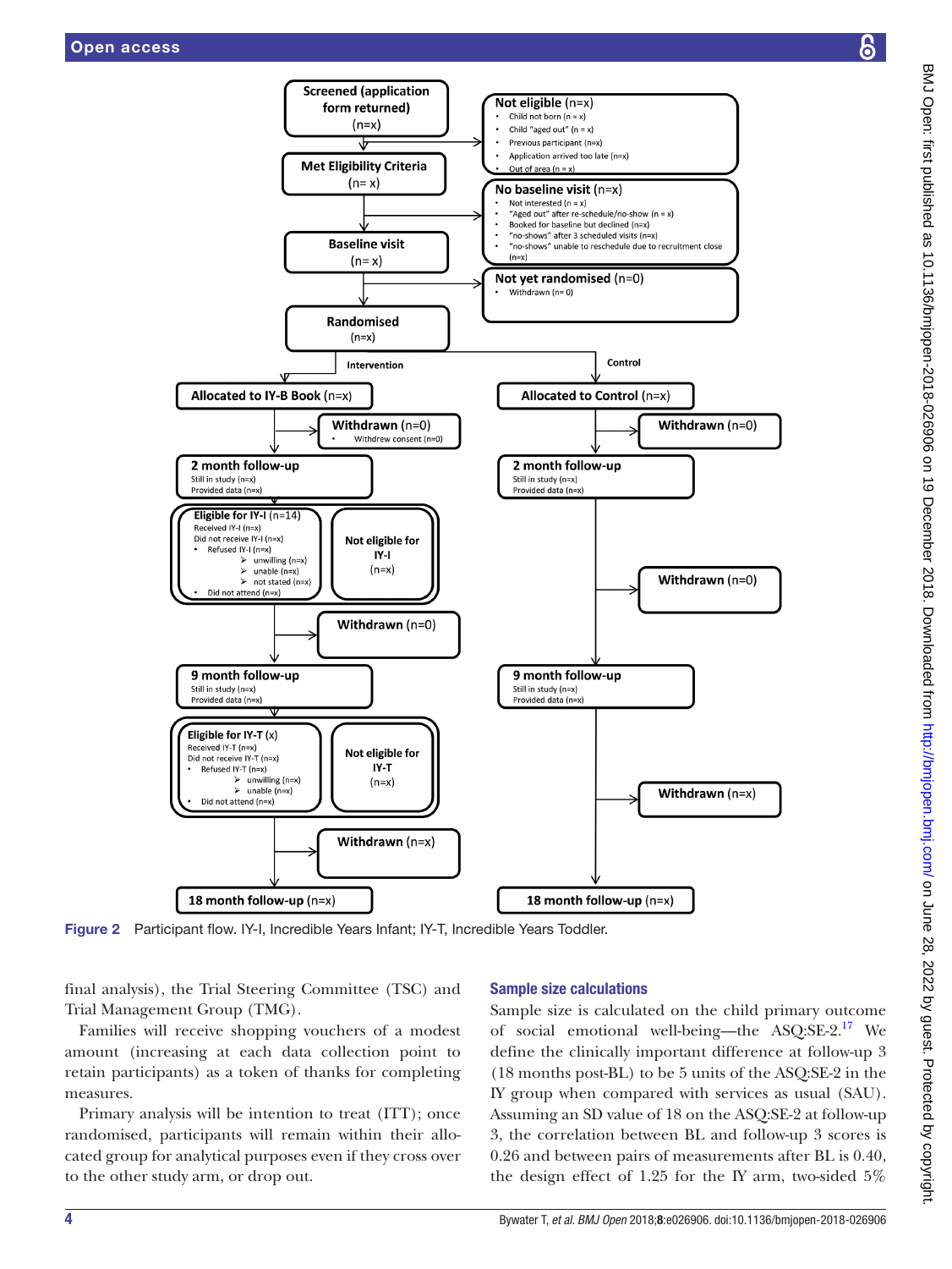**Screened (application form returned)** (n=x)

**Not eligible** (n=x)
- Child not born (n = x)
- Child "aged out" (n = x)
- Previous participant (n=x)
- Application arrived too late (n=x)
- Out of area (n = x)

**Met Eligibility Criteria** (n= x)

**No baseline visit** (n=x)
- Not interested (n = x)
- "Aged out" after re-schedule/no-show (n = x)
- Booked for baseline but declined (n=x)
- "no-shows" after 3 scheduled visits (n=x)
- "no-shows" unable to reschedule due to recruitment close (n=x)

**Baseline visit** (n= x)

**Not yet randomised** (n=0)
- Withdrawn (n= 0)

**Randomised** (n=x)

Intervention

**Allocated to IY-B Book** (n=x)

**Withdrawn** (n=0)
- Withdrew consent (n=0)

**2 month follow-up**
Still in study (n=x)
Provided data (n=x)

**Eligible for IY-I** (n=14)
Received IY-I (n=x)
Did not receive IY-I (n=x)
- Refused IY-I (n=x)
  - unwilling (n=x)
  - unable (n=x)
  - not stated (n=x)
- Did not attend (n=x)

**Not eligible for IY-I** (n=x)

**Withdrawn** (n=0)

**9 month follow-up**
Still in study (n=x)
Provided data (n=x)

**Eligible for IY-T** (x)
Received IY-T (n=x)
Did not receive IY-T (n=x)
- Refused IY-T (n=x)
  - unwilling (n=x)
  - unable (n=x)
- Did not attend (n=x)

**Not eligible for IY-T** (n=x)

**Withdrawn** (n=x)

**18 month follow-up** (n=x)

Control

**Allocated to Control** (n=x)

**Withdrawn** (n=0)

**2 month follow-up**
Still in study (n=x)
Provided data (n=x)

**Withdrawn** (n=0)

**9 month follow-up**
Still in study (n=x)
Provided data (n=x)

**Withdrawn** (n=x)

**18 month follow-up** (n=x)

**Figure 2** Participant flow. IY-I, Incredible Years Infant; IY-T, Incredible Years Toddler.

final analysis), the Trial Steering Committee (TSC) and Trial Management Group (TMG).

Families will receive shopping vouchers of a modest amount (increasing at each data collection point to retain participants) as a token of thanks for completing measures.

Primary analysis will be intention to treat (ITT); once randomised, participants will remain within their allocated group for analytical purposes even if they cross over to the other study arm, or drop out.

## Sample size calculations

Sample size is calculated on the child primary outcome of social emotional well-being—the ASQ:SE-2.[17] We define the clinically important difference at follow-up 3 (18 months post-BL) to be 5 units of the ASQ:SE-2 in the IY group when compared with services as usual (SAU). Assuming an SD value of 18 on the ASQ:SE-2 at follow-up 3, the correlation between BL and follow-up 3 scores is 0.26 and between pairs of measurements after BL is 0.40, the design effect of 1.25 for the IY arm, two-sided 5%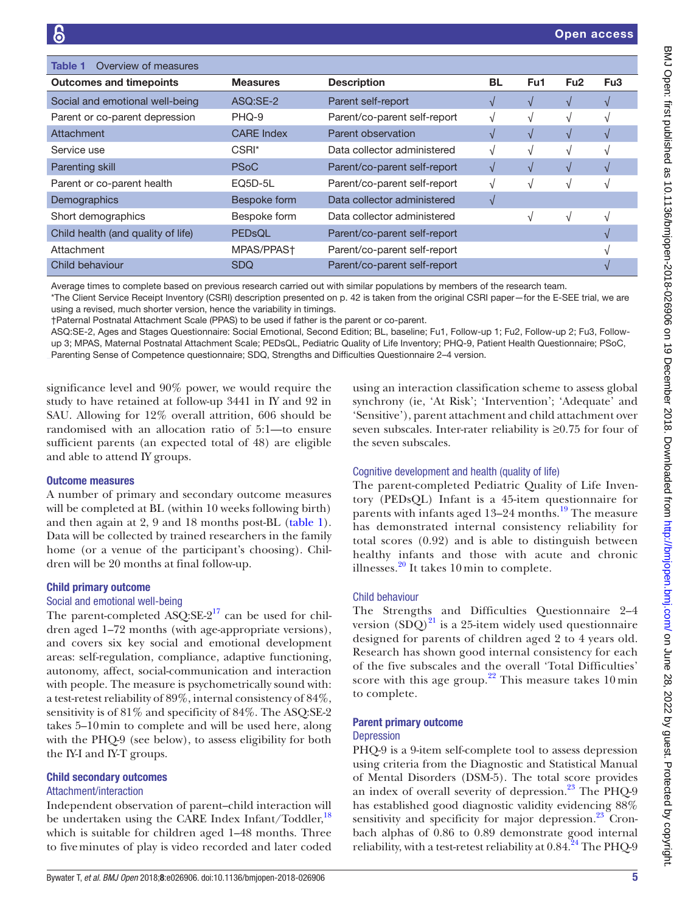**Table 1** Overview of measures

| Outcomes and timepoints | Measures | Description | BL | Fu1 | Fu2 | Fu3 |
|---|---|---|---|---|---|---|
| Social and emotional well-being | ASQ:SE-2 | Parent self-report | √ | √ | √ | √ |
| Parent or co-parent depression | PHQ-9 | Parent/co-parent self-report | √ | √ | √ | √ |
| Attachment | CARE Index | Parent observation | √ | √ | √ | √ |
| Service use | CSRI* | Data collector administered | √ | √ | √ | √ |
| Parenting skill | PSoC | Parent/co-parent self-report | √ | √ | √ | √ |
| Parent or co-parent health | EQ5D-5L | Parent/co-parent self-report | √ | √ | √ | √ |
| Demographics | Bespoke form | Data collector administered | √ | | | |
| Short demographics | Bespoke form | Data collector administered | | √ | √ | √ |
| Child health (and quality of life) | PEDsQL | Parent/co-parent self-report | | | | √ |
| Attachment | MPAS/PPAS† | Parent/co-parent self-report | | | | √ |
| Child behaviour | SDQ | Parent/co-parent self-report | | | | √ |

Average times to complete based on previous research carried out with similar populations by members of the research team.

*The Client Service Receipt Inventory (CSRI) description presented on p. 42 is taken from the original CSRI paper—for the E-SEE trial, we are using a revised, much shorter version, hence the variability in timings.

†Paternal Postnatal Attachment Scale (PPAS) to be used if father is the parent or co-parent.

ASQ:SE-2, Ages and Stages Questionnaire: Social Emotional, Second Edition; BL, baseline; Fu1, Follow-up 1; Fu2, Follow-up 2; Fu3, Follow-up 3; MPAS, Maternal Postnatal Attachment Scale; PEDsQL, Pediatric Quality of Life Inventory; PHQ-9, Patient Health Questionnaire; PSoC, Parenting Sense of Competence questionnaire; SDQ, Strengths and Difficulties Questionnaire 2–4 version.

significance level and 90% power, we would require the study to have retained at follow-up 3441 in IY and 92 in SAU. Allowing for 12% overall attrition, 606 should be randomised with an allocation ratio of 5:1—to ensure sufficient parents (an expected total of 48) are eligible and able to attend IY groups.

### Outcome measures

A number of primary and secondary outcome measures will be completed at BL (within 10 weeks following birth) and then again at 2, 9 and 18 months post-BL (table 1). Data will be collected by trained researchers in the family home (or a venue of the participant's choosing). Children will be 20 months at final follow-up.

### Child primary outcome

#### Social and emotional well-being

The parent-completed ASQ:SE-2[17] can be used for children aged 1–72 months (with age-appropriate versions), and covers six key social and emotional development areas: self-regulation, compliance, adaptive functioning, autonomy, affect, social-communication and interaction with people. The measure is psychometrically sound with: a test-retest reliability of 89%, internal consistency of 84%, sensitivity is of 81% and specificity of 84%. The ASQ:SE-2 takes 5–10 min to complete and will be used here, along with the PHQ-9 (see below), to assess eligibility for both the IY-I and IY-T groups.

### Child secondary outcomes

#### Attachment/interaction

Independent observation of parent–child interaction will be undertaken using the CARE Index Infant/Toddler,[18] which is suitable for children aged 1–48 months. Three to five minutes of play is video recorded and later coded using an interaction classification scheme to assess global synchrony (ie, 'At Risk'; 'Intervention'; 'Adequate' and 'Sensitive'), parent attachment and child attachment over seven subscales. Inter-rater reliability is ≥0.75 for four of the seven subscales.

#### Cognitive development and health (quality of life)

The parent-completed Pediatric Quality of Life Inventory (PEDsQL) Infant is a 45-item questionnaire for parents with infants aged 13–24 months.[19] The measure has demonstrated internal consistency reliability for total scores (0.92) and is able to distinguish between healthy infants and those with acute and chronic illnesses.[20] It takes 10 min to complete.

#### Child behaviour

The Strengths and Difficulties Questionnaire 2–4 version (SDQ)[21] is a 25-item widely used questionnaire designed for parents of children aged 2 to 4 years old. Research has shown good internal consistency for each of the five subscales and the overall 'Total Difficulties' score with this age group.[22] This measure takes 10 min to complete.

### Parent primary outcome

#### Depression

PHQ-9 is a 9-item self-complete tool to assess depression using criteria from the Diagnostic and Statistical Manual of Mental Disorders (DSM-5). The total score provides an index of overall severity of depression.[23] The PHQ-9 has established good diagnostic validity evidencing 88% sensitivity and specificity for major depression.[23] Cronbach alphas of 0.86 to 0.89 demonstrate good internal reliability, with a test-retest reliability at 0.84.[24] The PHQ-9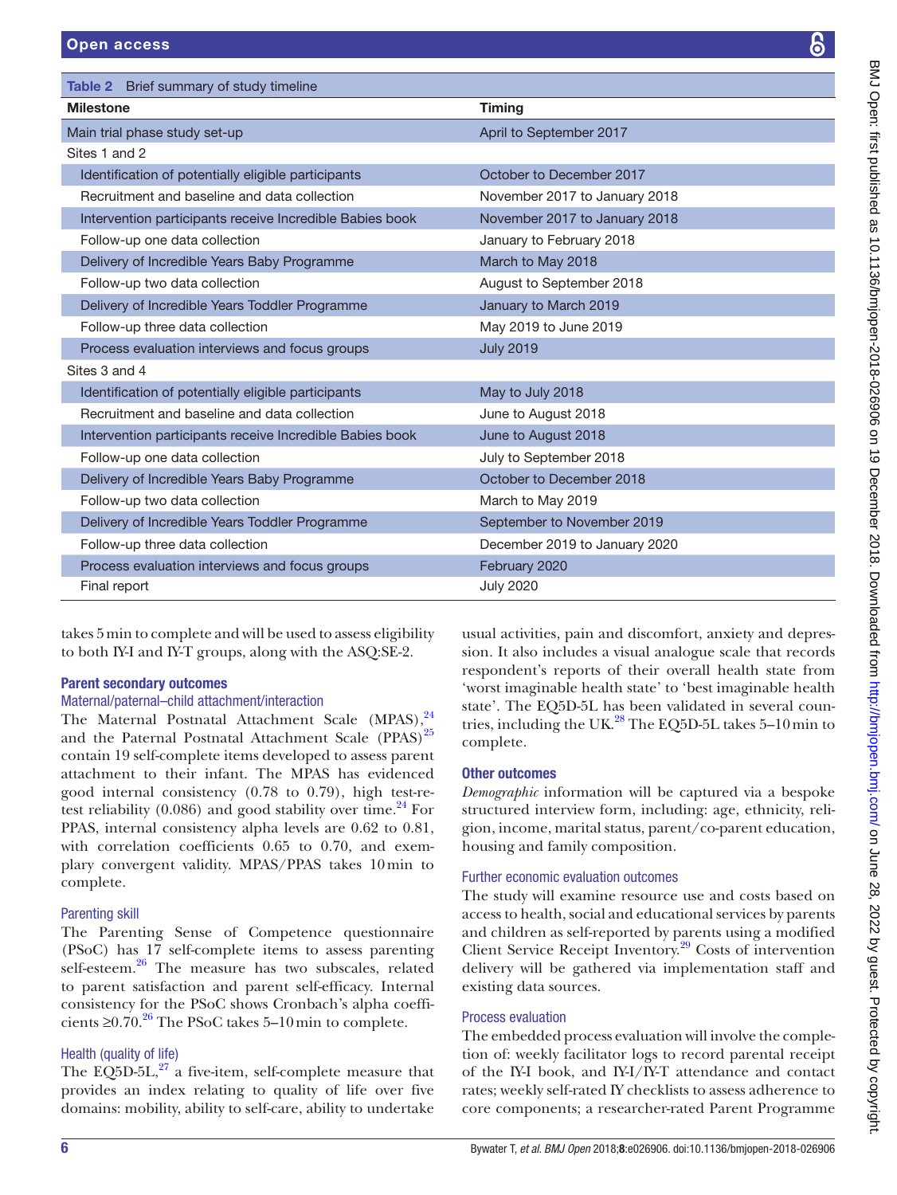**Table 2** Brief summary of study timeline

| Milestone | Timing |
|---|---|
| Main trial phase study set-up | April to September 2017 |
| Sites 1 and 2 | |
| Identification of potentially eligible participants | October to December 2017 |
| Recruitment and baseline and data collection | November 2017 to January 2018 |
| Intervention participants receive Incredible Babies book | November 2017 to January 2018 |
| Follow-up one data collection | January to February 2018 |
| Delivery of Incredible Years Baby Programme | March to May 2018 |
| Follow-up two data collection | August to September 2018 |
| Delivery of Incredible Years Toddler Programme | January to March 2019 |
| Follow-up three data collection | May 2019 to June 2019 |
| Process evaluation interviews and focus groups | July 2019 |
| Sites 3 and 4 | |
| Identification of potentially eligible participants | May to July 2018 |
| Recruitment and baseline and data collection | June to August 2018 |
| Intervention participants receive Incredible Babies book | June to August 2018 |
| Follow-up one data collection | July to September 2018 |
| Delivery of Incredible Years Baby Programme | October to December 2018 |
| Follow-up two data collection | March to May 2019 |
| Delivery of Incredible Years Toddler Programme | September to November 2019 |
| Follow-up three data collection | December 2019 to January 2020 |
| Process evaluation interviews and focus groups | February 2020 |
| Final report | July 2020 |

takes 5 min to complete and will be used to assess eligibility to both IY-I and IY-T groups, along with the ASQ:SE-2.

### Parent secondary outcomes

#### Maternal/paternal–child attachment/interaction

The Maternal Postnatal Attachment Scale (MPAS),[24] and the Paternal Postnatal Attachment Scale (PPAS)[25] contain 19 self-complete items developed to assess parent attachment to their infant. The MPAS has evidenced good internal consistency (0.78 to 0.79), high test-retest reliability (0.086) and good stability over time.[24] For PPAS, internal consistency alpha levels are 0.62 to 0.81, with correlation coefficients 0.65 to 0.70, and exemplary convergent validity. MPAS/PPAS takes 10 min to complete.

#### Parenting skill

The Parenting Sense of Competence questionnaire (PSoC) has 17 self-complete items to assess parenting self-esteem.[26] The measure has two subscales, related to parent satisfaction and parent self-efficacy. Internal consistency for the PSoC shows Cronbach's alpha coefficients ≥0.70.[26] The PSoC takes 5–10 min to complete.

#### Health (quality of life)

The EQ5D-5L,[27] a five-item, self-complete measure that provides an index relating to quality of life over five domains: mobility, ability to self-care, ability to undertake usual activities, pain and discomfort, anxiety and depression. It also includes a visual analogue scale that records respondent's reports of their overall health state from 'worst imaginable health state' to 'best imaginable health state'. The EQ5D-5L has been validated in several countries, including the UK.[28] The EQ5D-5L takes 5–10 min to complete.

### Other outcomes

*Demographic* information will be captured via a bespoke structured interview form, including: age, ethnicity, religion, income, marital status, parent/co-parent education, housing and family composition.

#### Further economic evaluation outcomes

The study will examine resource use and costs based on access to health, social and educational services by parents and children as self-reported by parents using a modified Client Service Receipt Inventory.[29] Costs of intervention delivery will be gathered via implementation staff and existing data sources.

#### Process evaluation

The embedded process evaluation will involve the completion of: weekly facilitator logs to record parental receipt of the IY-I book, and IY-I/IY-T attendance and contact rates; weekly self-rated IY checklists to assess adherence to core components; a researcher-rated Parent Programme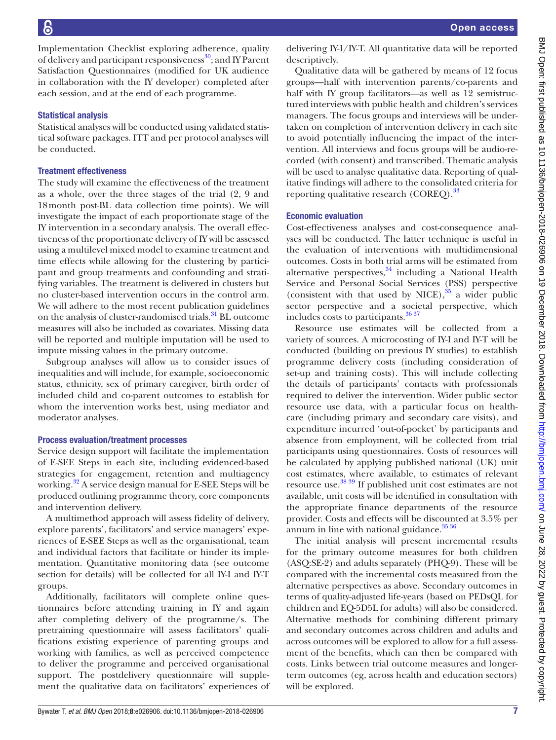Implementation Checklist exploring adherence, quality of delivery and participant responsiveness[30]; and IY Parent Satisfaction Questionnaires (modified for UK audience in collaboration with the IY developer) completed after each session, and at the end of each programme.

### Statistical analysis

Statistical analyses will be conducted using validated statistical software packages. ITT and per protocol analyses will be conducted.

### Treatment effectiveness

The study will examine the effectiveness of the treatment as a whole, over the three stages of the trial (2, 9 and 18 month post-BL data collection time points). We will investigate the impact of each proportionate stage of the IY intervention in a secondary analysis. The overall effectiveness of the proportionate delivery of IY will be assessed using a multilevel mixed model to examine treatment and time effects while allowing for the clustering by participant and group treatments and confounding and stratifying variables. The treatment is delivered in clusters but no cluster-based intervention occurs in the control arm. We will adhere to the most recent publication guidelines on the analysis of cluster-randomised trials.[31] BL outcome measures will also be included as covariates. Missing data will be reported and multiple imputation will be used to impute missing values in the primary outcome.

Subgroup analyses will allow us to consider issues of inequalities and will include, for example, socioeconomic status, ethnicity, sex of primary caregiver, birth order of included child and co-parent outcomes to establish for whom the intervention works best, using mediator and moderator analyses.

### Process evaluation/treatment processes

Service design support will facilitate the implementation of E-SEE Steps in each site, including evidenced-based strategies for engagement, retention and multiagency working.[32] A service design manual for E-SEE Steps will be produced outlining programme theory, core components and intervention delivery.

A multimethod approach will assess fidelity of delivery, explore parents', facilitators' and service managers' experiences of E-SEE Steps as well as the organisational, team and individual factors that facilitate or hinder its implementation. Quantitative monitoring data (see outcome section for details) will be collected for all IY-I and IY-T groups.

Additionally, facilitators will complete online questionnaires before attending training in IY and again after completing delivery of the programme/s. The pretraining questionnaire will assess facilitators' qualifications existing experience of parenting groups and working with families, as well as perceived competence to deliver the programme and perceived organisational support. The postdelivery questionnaire will supplement the qualitative data on facilitators' experiences of delivering IY-I/IY-T. All quantitative data will be reported descriptively.

Qualitative data will be gathered by means of 12 focus groups—half with intervention parents/co-parents and half with IY group facilitators—as well as 12 semistructured interviews with public health and children's services managers. The focus groups and interviews will be undertaken on completion of intervention delivery in each site to avoid potentially influencing the impact of the intervention. All interviews and focus groups will be audio-recorded (with consent) and transcribed. Thematic analysis will be used to analyse qualitative data. Reporting of qualitative findings will adhere to the consolidated criteria for reporting qualitative research (COREQ).[33]

### Economic evaluation

Cost-effectiveness analyses and cost-consequence analyses will be conducted. The latter technique is useful in the evaluation of interventions with multidimensional outcomes. Costs in both trial arms will be estimated from alternative perspectives,[34] including a National Health Service and Personal Social Services (PSS) perspective (consistent with that used by NICE),[35] a wider public sector perspective and a societal perspective, which includes costs to participants.[36 37]

Resource use estimates will be collected from a variety of sources. A microcosting of IY-I and IY-T will be conducted (building on previous IY studies) to establish programme delivery costs (including consideration of set-up and training costs). This will include collecting the details of participants' contacts with professionals required to deliver the intervention. Wider public sector resource use data, with a particular focus on healthcare (including primary and secondary care visits), and expenditure incurred 'out-of-pocket' by participants and absence from employment, will be collected from trial participants using questionnaires. Costs of resources will be calculated by applying published national (UK) unit cost estimates, where available, to estimates of relevant resource use.[38 39] If published unit cost estimates are not available, unit costs will be identified in consultation with the appropriate finance departments of the resource provider. Costs and effects will be discounted at 3.5% per annum in line with national guidance.[35 36]

The initial analysis will present incremental results for the primary outcome measures for both children (ASQ:SE-2) and adults separately (PHQ-9). These will be compared with the incremental costs measured from the alternative perspectives as above. Secondary outcomes in terms of quality-adjusted life-years (based on PEDsQL for children and EQ-5D5L for adults) will also be considered. Alternative methods for combining different primary and secondary outcomes across children and adults and across outcomes will be explored to allow for a full assessment of the benefits, which can then be compared with costs. Links between trial outcome measures and longer-term outcomes (eg, across health and education sectors) will be explored.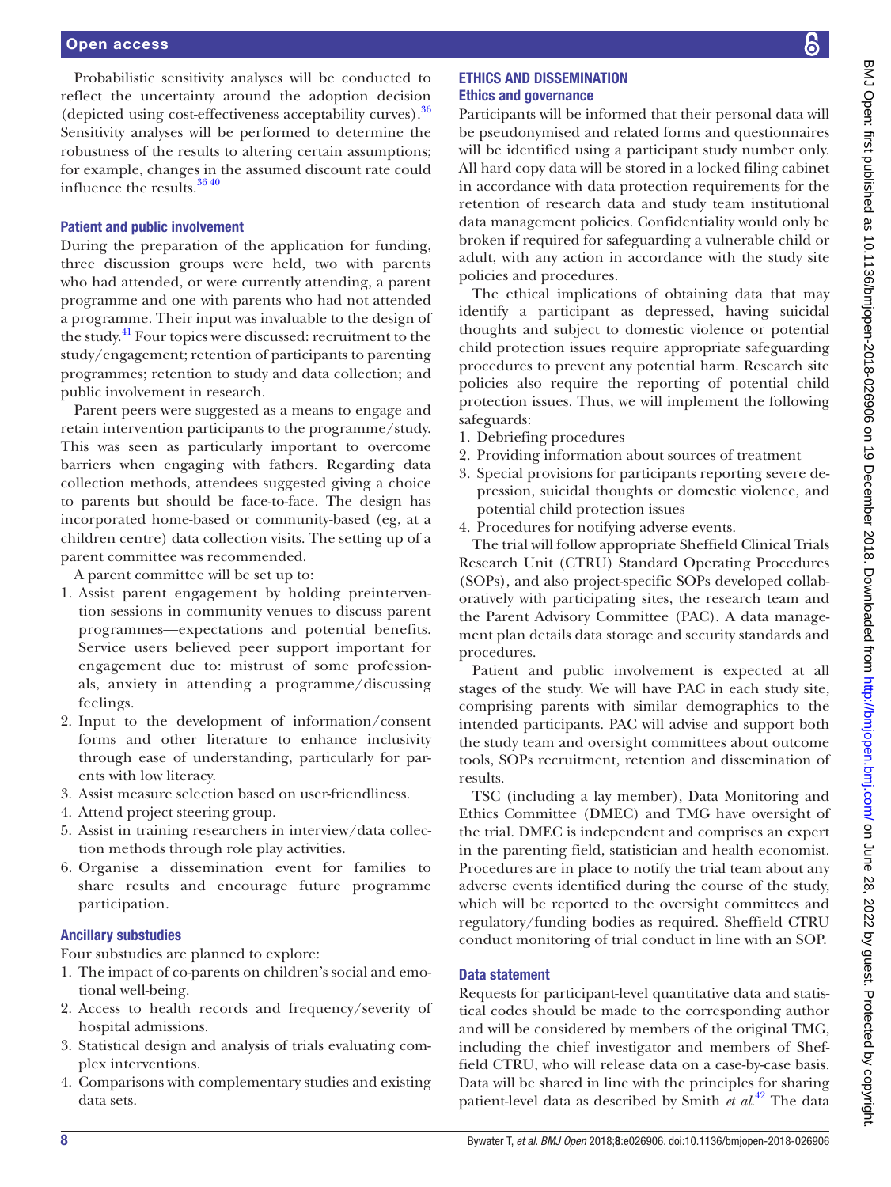Probabilistic sensitivity analyses will be conducted to reflect the uncertainty around the adoption decision (depicted using cost-effectiveness acceptability curves).[36] Sensitivity analyses will be performed to determine the robustness of the results to altering certain assumptions; for example, changes in the assumed discount rate could influence the results.[36 40]

### Patient and public involvement

During the preparation of the application for funding, three discussion groups were held, two with parents who had attended, or were currently attending, a parent programme and one with parents who had not attended a programme. Their input was invaluable to the design of the study.[41] Four topics were discussed: recruitment to the study/engagement; retention of participants to parenting programmes; retention to study and data collection; and public involvement in research.

Parent peers were suggested as a means to engage and retain intervention participants to the programme/study. This was seen as particularly important to overcome barriers when engaging with fathers. Regarding data collection methods, attendees suggested giving a choice to parents but should be face-to-face. The design has incorporated home-based or community-based (eg, at a children centre) data collection visits. The setting up of a parent committee was recommended.

A parent committee will be set up to:

1. Assist parent engagement by holding preintervention sessions in community venues to discuss parent programmes—expectations and potential benefits. Service users believed peer support important for engagement due to: mistrust of some professionals, anxiety in attending a programme/discussing feelings.
2. Input to the development of information/consent forms and other literature to enhance inclusivity through ease of understanding, particularly for parents with low literacy.
3. Assist measure selection based on user-friendliness.
4. Attend project steering group.
5. Assist in training researchers in interview/data collection methods through role play activities.
6. Organise a dissemination event for families to share results and encourage future programme participation.

### Ancillary substudies

Four substudies are planned to explore:

1. The impact of co-parents on children's social and emotional well-being.
2. Access to health records and frequency/severity of hospital admissions.
3. Statistical design and analysis of trials evaluating complex interventions.
4. Comparisons with complementary studies and existing data sets.

## ETHICS AND DISSEMINATION

### Ethics and governance

Participants will be informed that their personal data will be pseudonymised and related forms and questionnaires will be identified using a participant study number only. All hard copy data will be stored in a locked filing cabinet in accordance with data protection requirements for the retention of research data and study team institutional data management policies. Confidentiality would only be broken if required for safeguarding a vulnerable child or adult, with any action in accordance with the study site policies and procedures.

The ethical implications of obtaining data that may identify a participant as depressed, having suicidal thoughts and subject to domestic violence or potential child protection issues require appropriate safeguarding procedures to prevent any potential harm. Research site policies also require the reporting of potential child protection issues. Thus, we will implement the following safeguards:

1. Debriefing procedures
2. Providing information about sources of treatment
3. Special provisions for participants reporting severe depression, suicidal thoughts or domestic violence, and potential child protection issues
4. Procedures for notifying adverse events.

The trial will follow appropriate Sheffield Clinical Trials Research Unit (CTRU) Standard Operating Procedures (SOPs), and also project-specific SOPs developed collaboratively with participating sites, the research team and the Parent Advisory Committee (PAC). A data management plan details data storage and security standards and procedures.

Patient and public involvement is expected at all stages of the study. We will have PAC in each study site, comprising parents with similar demographics to the intended participants. PAC will advise and support both the study team and oversight committees about outcome tools, SOPs recruitment, retention and dissemination of results.

TSC (including a lay member), Data Monitoring and Ethics Committee (DMEC) and TMG have oversight of the trial. DMEC is independent and comprises an expert in the parenting field, statistician and health economist. Procedures are in place to notify the trial team about any adverse events identified during the course of the study, which will be reported to the oversight committees and regulatory/funding bodies as required. Sheffield CTRU conduct monitoring of trial conduct in line with an SOP.

### Data statement

Requests for participant-level quantitative data and statistical codes should be made to the corresponding author and will be considered by members of the original TMG, including the chief investigator and members of Sheffield CTRU, who will release data on a case-by-case basis. Data will be shared in line with the principles for sharing patient-level data as described by Smith *et al*.[42] The data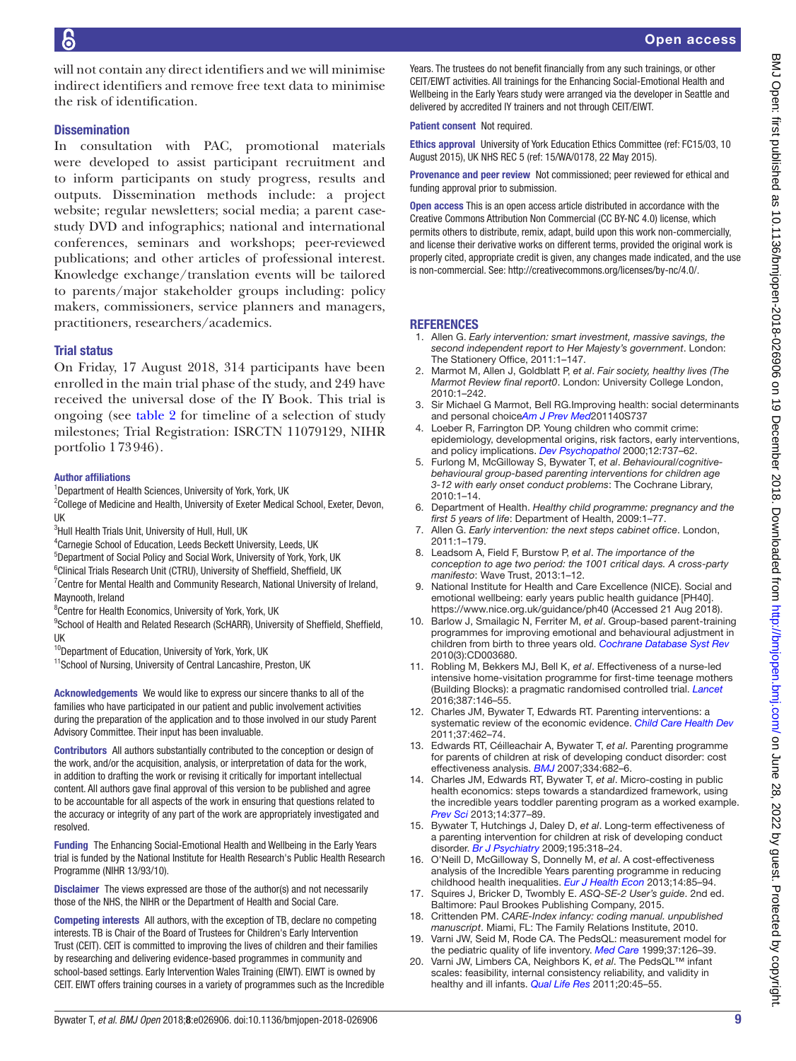will not contain any direct identifiers and we will minimise indirect identifiers and remove free text data to minimise the risk of identification.

### Dissemination

In consultation with PAC, promotional materials were developed to assist participant recruitment and to inform participants on study progress, results and outputs. Dissemination methods include: a project website; regular newsletters; social media; a parent case-study DVD and infographics; national and international conferences, seminars and workshops; peer-reviewed publications; and other articles of professional interest. Knowledge exchange/translation events will be tailored to parents/major stakeholder groups including: policy makers, commissioners, service planners and managers, practitioners, researchers/academics.

### Trial status

On Friday, 17 August 2018, 314 participants have been enrolled in the main trial phase of the study, and 249 have received the universal dose of the IY Book. This trial is ongoing (see table 2 for timeline of a selection of study milestones; Trial Registration: ISRCTN 11079129, NIHR portfolio 173946).

#### Author affiliations

[1]Department of Health Sciences, University of York, York, UK
[2]College of Medicine and Health, University of Exeter Medical School, Exeter, Devon, UK
[3]Hull Health Trials Unit, University of Hull, Hull, UK
[4]Carnegie School of Education, Leeds Beckett University, Leeds, UK
[5]Department of Social Policy and Social Work, University of York, York, UK
[6]Clinical Trials Research Unit (CTRU), University of Sheffield, Sheffield, UK
[7]Centre for Mental Health and Community Research, National University of Ireland, Maynooth, Ireland
[8]Centre for Health Economics, University of York, York, UK
[9]School of Health and Related Research (ScHARR), University of Sheffield, Sheffield, UK
[10]Department of Education, University of York, York, UK
[11]School of Nursing, University of Central Lancashire, Preston, UK

**Acknowledgements** We would like to express our sincere thanks to all of the families who have participated in our patient and public involvement activities during the preparation of the application and to those involved in our study Parent Advisory Committee. Their input has been invaluable.

**Contributors** All authors substantially contributed to the conception or design of the work, and/or the acquisition, analysis, or interpretation of data for the work, in addition to drafting the work or revising it critically for important intellectual content. All authors gave final approval of this version to be published and agree to be accountable for all aspects of the work in ensuring that questions related to the accuracy or integrity of any part of the work are appropriately investigated and resolved.

**Funding** The Enhancing Social-Emotional Health and Wellbeing in the Early Years trial is funded by the National Institute for Health Research's Public Health Research Programme (NIHR 13/93/10).

**Disclaimer** The views expressed are those of the author(s) and not necessarily those of the NHS, the NIHR or the Department of Health and Social Care.

**Competing interests** All authors, with the exception of TB, declare no competing interests. TB is Chair of the Board of Trustees for Children's Early Intervention Trust (CEIT). CEIT is committed to improving the lives of children and their families by researching and delivering evidence-based programmes in community and school-based settings. Early Intervention Wales Training (EIWT). EIWT is owned by CEIT. EIWT offers training courses in a variety of programmes such as the Incredible Years. The trustees do not benefit financially from any such trainings, or other CEIT/EIWT activities. All trainings for the Enhancing Social-Emotional Health and Wellbeing in the Early Years study were arranged via the developer in Seattle and delivered by accredited IY trainers and not through CEIT/EIWT.

**Patient consent** Not required.

**Ethics approval** University of York Education Ethics Committee (ref: FC15/03, 10 August 2015), UK NHS REC 5 (ref: 15/WA/0178, 22 May 2015).

**Provenance and peer review** Not commissioned; peer reviewed for ethical and funding approval prior to submission.

**Open access** This is an open access article distributed in accordance with the Creative Commons Attribution Non Commercial (CC BY-NC 4.0) license, which permits others to distribute, remix, adapt, build upon this work non-commercially, and license their derivative works on different terms, provided the original work is properly cited, appropriate credit is given, any changes made indicated, and the use is non-commercial. See: http://creativecommons.org/licenses/by-nc/4.0/.

### REFERENCES

1. Allen G. *Early intervention: smart investment, massive savings, the second independent report to Her Majesty's government*. London: The Stationery Office, 2011:1–147.
2. Marmot M, Allen J, Goldblatt P, *et al*. *Fair society, healthy lives (The Marmot Review final report0*. London: University College London, 2010:1–242.
3. Sir Michael G Marmot, Bell RG.Improving health: social determinants and personal choice*Am J Prev Med*201140S737
4. Loeber R, Farrington DP. Young children who commit crime: epidemiology, developmental origins, risk factors, early interventions, and policy implications. *Dev Psychopathol* 2000;12:737–62.
5. Furlong M, McGilloway S, Bywater T, *et al*. *Behavioural/cognitive-behavioural group-based parenting interventions for children age 3-12 with early onset conduct problems*: The Cochrane Library, 2010:1–14.
6. Department of Health. *Healthy child programme: pregnancy and the first 5 years of life*: Department of Health, 2009:1–77.
7. Allen G. *Early intervention: the next steps cabinet office*. London, 2011:1–179.
8. Leadsom A, Field F, Burstow P, *et al*. *The importance of the conception to age two period: the 1001 critical days. A cross-party manifesto*: Wave Trust, 2013:1–12.
9. National Institute for Health and Care Excellence (NICE). Social and emotional wellbeing: early years public health guidance [PH40]. https://www.nice.org.uk/guidance/ph40 (Accessed 21 Aug 2018).
10. Barlow J, Smailagic N, Ferriter M, *et al*. Group-based parent-training programmes for improving emotional and behavioural adjustment in children from birth to three years old. *Cochrane Database Syst Rev* 2010(3):CD003680.
11. Robling M, Bekkers MJ, Bell K, *et al*. Effectiveness of a nurse-led intensive home-visitation programme for first-time teenage mothers (Building Blocks): a pragmatic randomised controlled trial. *Lancet* 2016;387:146–55.
12. Charles JM, Bywater T, Edwards RT. Parenting interventions: a systematic review of the economic evidence. *Child Care Health Dev* 2011;37:462–74.
13. Edwards RT, Céilleachair A, Bywater T, *et al*. Parenting programme for parents of children at risk of developing conduct disorder: cost effectiveness analysis. *BMJ* 2007;334:682–6.
14. Charles JM, Edwards RT, Bywater T, *et al*. Micro-costing in public health economics: steps towards a standardized framework, using the incredible years toddler parenting program as a worked example. *Prev Sci* 2013;14:377–89.
15. Bywater T, Hutchings J, Daley D, *et al*. Long-term effectiveness of a parenting intervention for children at risk of developing conduct disorder. *Br J Psychiatry* 2009;195:318–24.
16. O'Neill D, McGilloway S, Donnelly M, *et al*. A cost-effectiveness analysis of the Incredible Years parenting programme in reducing childhood health inequalities. *Eur J Health Econ* 2013;14:85–94.
17. Squires J, Bricker D, Twombly E. *ASQ-SE-2 User's guide*. 2nd ed. Baltimore: Paul Brookes Publishing Company, 2015.
18. Crittenden PM. *CARE-Index infancy: coding manual. unpublished manuscript*. Miami, FL: The Family Relations Institute, 2010.
19. Varni JW, Seid M, Rode CA. The PedsQL: measurement model for the pediatric quality of life inventory. *Med Care* 1999;37:126–39.
20. Varni JW, Limbers CA, Neighbors K, *et al*. The PedsQL™ infant scales: feasibility, internal consistency reliability, and validity in healthy and ill infants. *Qual Life Res* 2011;20:45–55.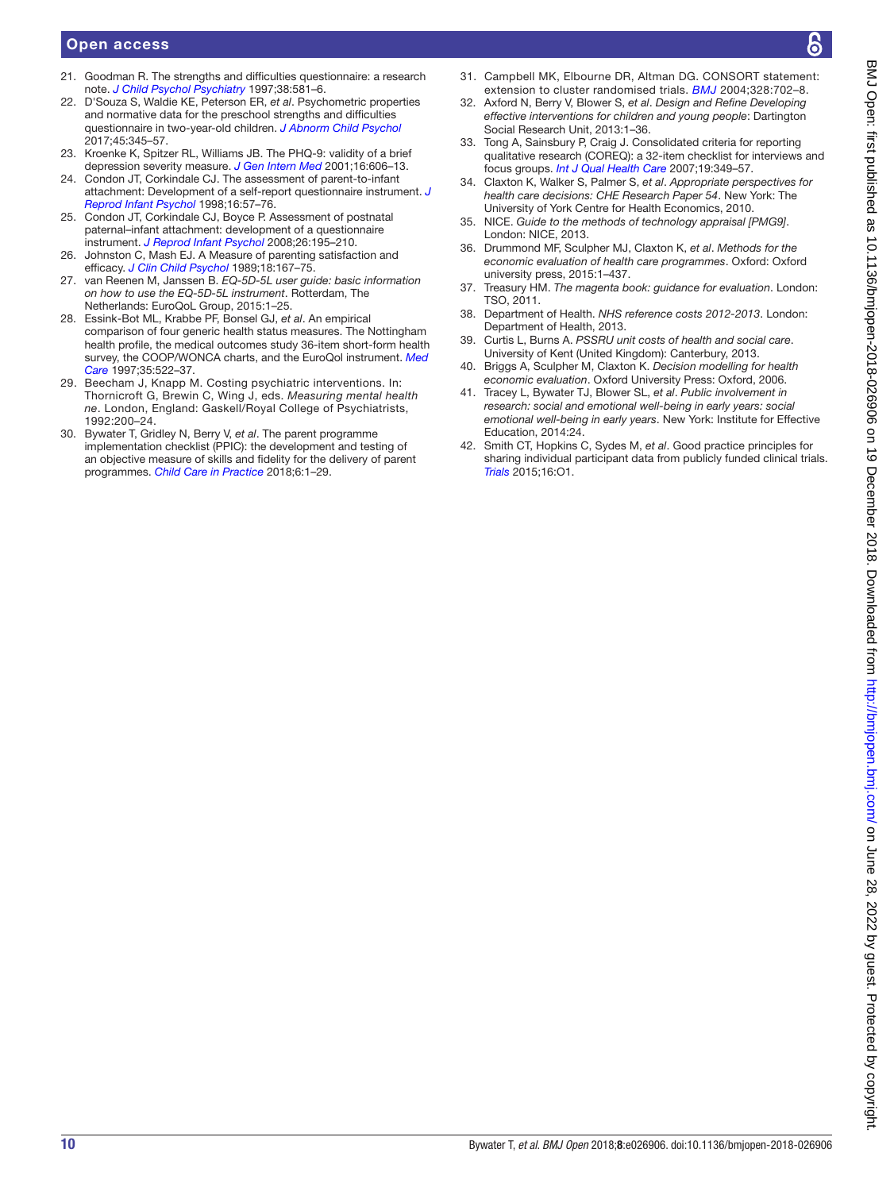21. Goodman R. The strengths and difficulties questionnaire: a research note. *J Child Psychol Psychiatry* 1997;38:581–6.
22. D'Souza S, Waldie KE, Peterson ER, *et al*. Psychometric properties and normative data for the preschool strengths and difficulties questionnaire in two-year-old children. *J Abnorm Child Psychol* 2017;45:345–57.
23. Kroenke K, Spitzer RL, Williams JB. The PHQ-9: validity of a brief depression severity measure. *J Gen Intern Med* 2001;16:606–13.
24. Condon JT, Corkindale CJ. The assessment of parent-to-infant attachment: Development of a self-report questionnaire instrument. *J Reprod Infant Psychol* 1998;16:57–76.
25. Condon JT, Corkindale CJ, Boyce P. Assessment of postnatal paternal–infant attachment: development of a questionnaire instrument. *J Reprod Infant Psychol* 2008;26:195–210.
26. Johnston C, Mash EJ. A Measure of parenting satisfaction and efficacy. *J Clin Child Psychol* 1989;18:167–75.
27. van Reenen M, Janssen B. *EQ-5D-5L user guide: basic information on how to use the EQ-5D-5L instrument*. Rotterdam, The Netherlands: EuroQoL Group, 2015:1–25.
28. Essink-Bot ML, Krabbe PF, Bonsel GJ, *et al*. An empirical comparison of four generic health status measures. The Nottingham health profile, the medical outcomes study 36-item short-form health survey, the COOP/WONCA charts, and the EuroQol instrument. *Med Care* 1997;35:522–37.
29. Beecham J, Knapp M. Costing psychiatric interventions. In: Thornicroft G, Brewin C, Wing J, eds. *Measuring mental health ne*. London, England: Gaskell/Royal College of Psychiatrists, 1992:200–24.
30. Bywater T, Gridley N, Berry V, *et al*. The parent programme implementation checklist (PPIC): the development and testing of an objective measure of skills and fidelity for the delivery of parent programmes. *Child Care in Practice* 2018;6:1–29.
31. Campbell MK, Elbourne DR, Altman DG. CONSORT statement: extension to cluster randomised trials. *BMJ* 2004;328:702–8.
32. Axford N, Berry V, Blower S, *et al*. *Design and Refine Developing effective interventions for children and young people*: Dartington Social Research Unit, 2013:1–36.
33. Tong A, Sainsbury P, Craig J. Consolidated criteria for reporting qualitative research (COREQ): a 32-item checklist for interviews and focus groups. *Int J Qual Health Care* 2007;19:349–57.
34. Claxton K, Walker S, Palmer S, *et al*. *Appropriate perspectives for health care decisions: CHE Research Paper 54*. New York: The University of York Centre for Health Economics, 2010.
35. NICE. *Guide to the methods of technology appraisal [PMG9]*. London: NICE, 2013.
36. Drummond MF, Sculpher MJ, Claxton K, *et al*. *Methods for the economic evaluation of health care programmes*. Oxford: Oxford university press, 2015:1–437.
37. Treasury HM. *The magenta book: guidance for evaluation*. London: TSO, 2011.
38. Department of Health. *NHS reference costs 2012-2013*. London: Department of Health, 2013.
39. Curtis L, Burns A. *PSSRU unit costs of health and social care*. University of Kent (United Kingdom): Canterbury, 2013.
40. Briggs A, Sculpher M, Claxton K. *Decision modelling for health economic evaluation*. Oxford University Press: Oxford, 2006.
41. Tracey L, Bywater TJ, Blower SL, *et al*. *Public involvement in research: social and emotional well-being in early years: social emotional well-being in early years*. New York: Institute for Effective Education, 2014:24.
42. Smith CT, Hopkins C, Sydes M, *et al*. Good practice principles for sharing individual participant data from publicly funded clinical trials. *Trials* 2015;16:O1.